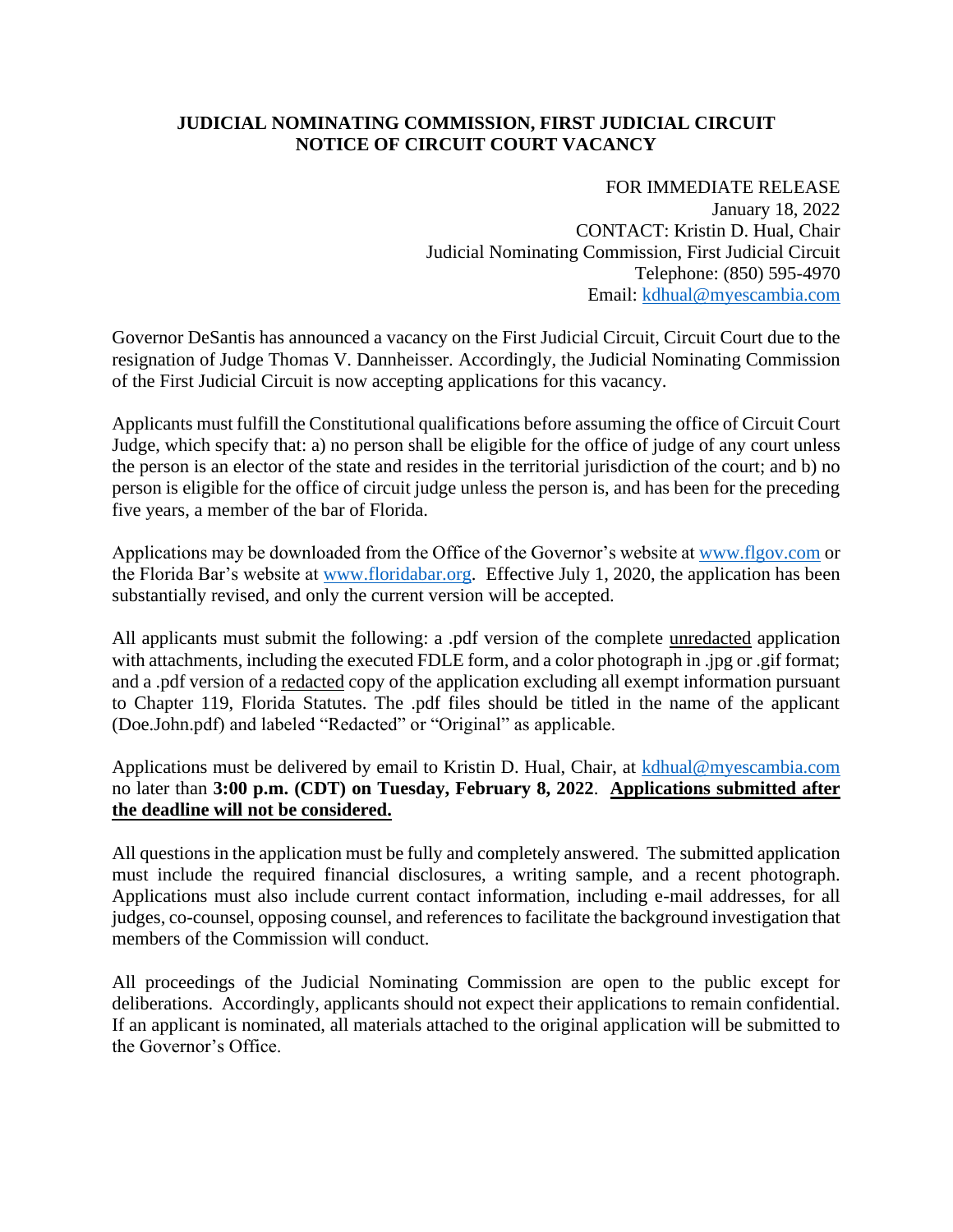**JUDICIAL NOMINATING COMMISSION, FIRST JUDICIAL CIRCUIT**
**NOTICE OF CIRCUIT COURT VACANCY**

FOR IMMEDIATE RELEASE
January 18, 2022
CONTACT: Kristin D. Hual, Chair
Judicial Nominating Commission, First Judicial Circuit
Telephone: (850) 595-4970
Email: kdhual@myescambia.com

Governor DeSantis has announced a vacancy on the First Judicial Circuit, Circuit Court due to the resignation of Judge Thomas V. Dannheisser. Accordingly, the Judicial Nominating Commission of the First Judicial Circuit is now accepting applications for this vacancy.

Applicants must fulfill the Constitutional qualifications before assuming the office of Circuit Court Judge, which specify that: a) no person shall be eligible for the office of judge of any court unless the person is an elector of the state and resides in the territorial jurisdiction of the court; and b) no person is eligible for the office of circuit judge unless the person is, and has been for the preceding five years, a member of the bar of Florida.

Applications may be downloaded from the Office of the Governor's website at www.flgov.com or the Florida Bar's website at www.floridabar.org. Effective July 1, 2020, the application has been substantially revised, and only the current version will be accepted.

All applicants must submit the following: a .pdf version of the complete unredacted application with attachments, including the executed FDLE form, and a color photograph in .jpg or .gif format; and a .pdf version of a redacted copy of the application excluding all exempt information pursuant to Chapter 119, Florida Statutes. The .pdf files should be titled in the name of the applicant (Doe.John.pdf) and labeled "Redacted" or "Original" as applicable.

Applications must be delivered by email to Kristin D. Hual, Chair, at kdhual@myescambia.com no later than **3:00 p.m. (CDT) on Tuesday, February 8, 2022**. **Applications submitted after the deadline will not be considered.**

All questions in the application must be fully and completely answered. The submitted application must include the required financial disclosures, a writing sample, and a recent photograph. Applications must also include current contact information, including e-mail addresses, for all judges, co-counsel, opposing counsel, and references to facilitate the background investigation that members of the Commission will conduct.

All proceedings of the Judicial Nominating Commission are open to the public except for deliberations. Accordingly, applicants should not expect their applications to remain confidential. If an applicant is nominated, all materials attached to the original application will be submitted to the Governor's Office.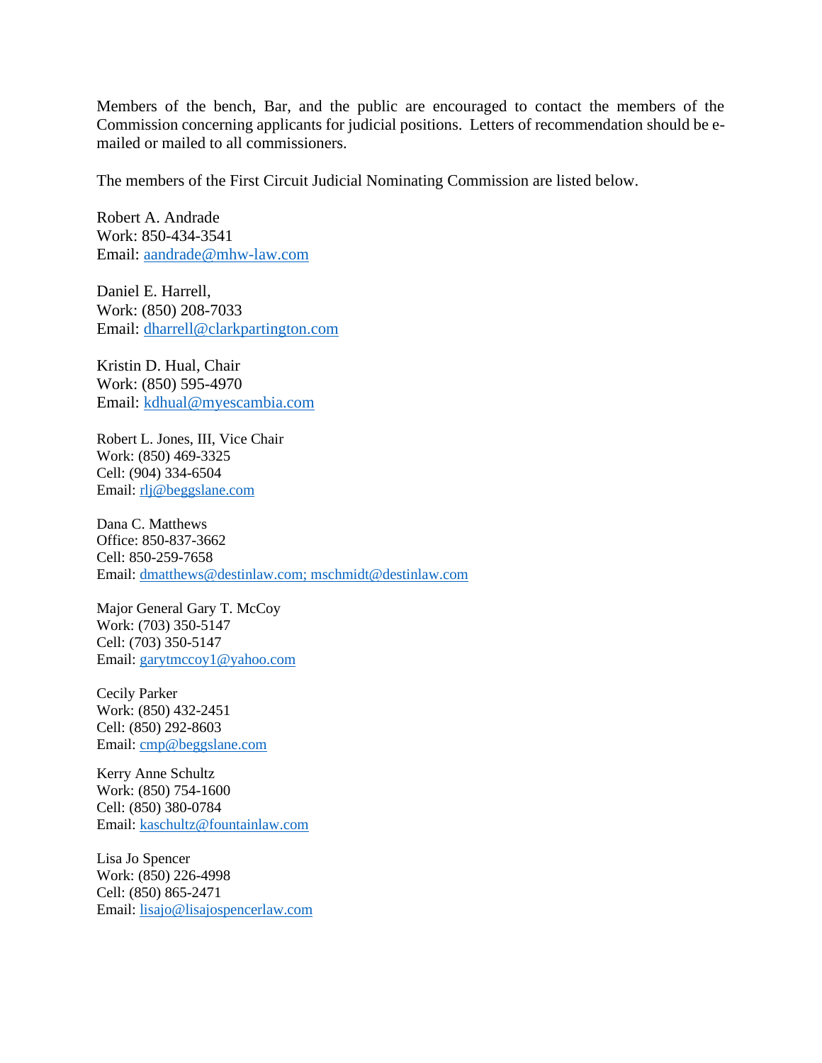Members of the bench, Bar, and the public are encouraged to contact the members of the Commission concerning applicants for judicial positions. Letters of recommendation should be e-mailed or mailed to all commissioners.

The members of the First Circuit Judicial Nominating Commission are listed below.

Robert A. Andrade
Work: 850-434-3541
Email: aandrade@mhw-law.com

Daniel E. Harrell,
Work: (850) 208-7033
Email: dharrell@clarkpartington.com

Kristin D. Hual, Chair
Work: (850) 595-4970
Email: kdhual@myescambia.com

Robert L. Jones, III, Vice Chair
Work: (850) 469-3325
Cell: (904) 334-6504
Email: rlj@beggslane.com

Dana C. Matthews
Office: 850-837-3662
Cell: 850-259-7658
Email: dmatthews@destinlaw.com; mschmidt@destinlaw.com

Major General Gary T. McCoy
Work: (703) 350-5147
Cell: (703) 350-5147
Email: garytmccoy1@yahoo.com

Cecily Parker
Work: (850) 432-2451
Cell: (850) 292-8603
Email: cmp@beggslane.com

Kerry Anne Schultz
Work: (850) 754-1600
Cell: (850) 380-0784
Email: kaschultz@fountainlaw.com

Lisa Jo Spencer
Work: (850) 226-4998
Cell: (850) 865-2471
Email: lisajo@lisajospencerlaw.com